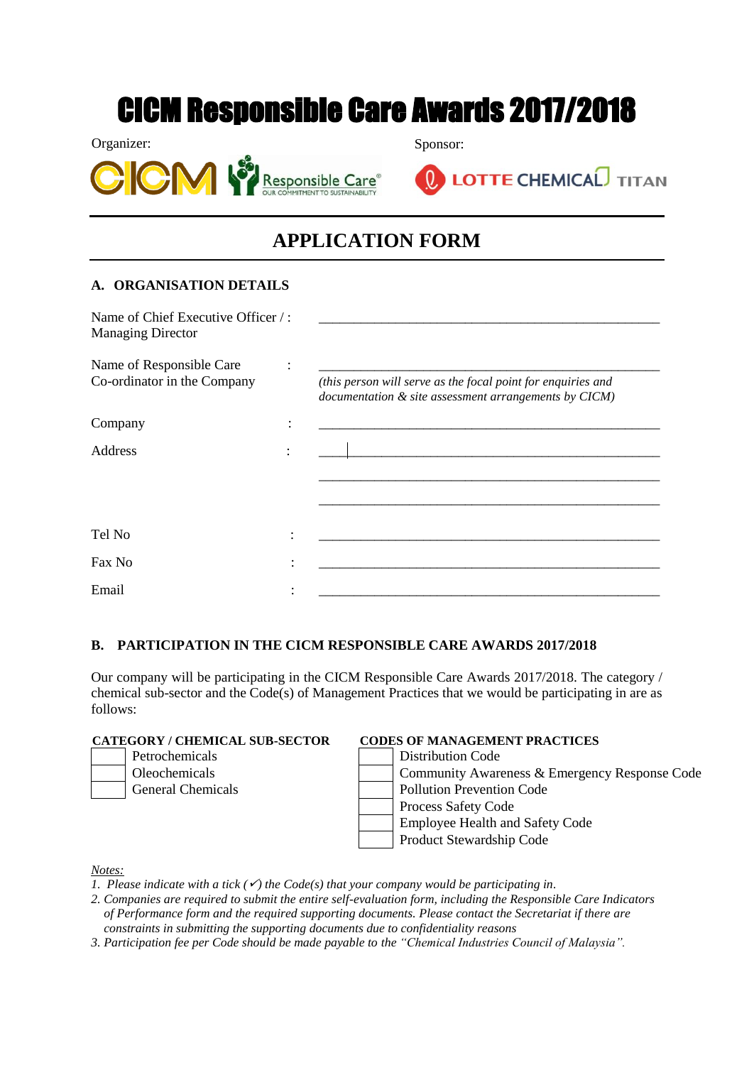# CICM Responsible Care Awards 2017/2018

Organizer: CICM Responsible Care® OUR COMMITMENT TO SUSTAINABILITY

Sponsor: LOTTE CHEMICAL TITAN

## APPLICATION FORM

### A. ORGANISATION DETAILS

Name of Chief Executive Officer / Managing Director : \_\_\_\_\_\_\_\_\_\_\_\_\_\_\_\_\_\_\_\_\_\_\_\_\_\_\_\_\_\_\_\_\_\_\_\_\_\_\_\_\_\_\_\_\_\_\_\_

Name of Responsible Care Co-ordinator in the Company : \_\_\_\_\_\_\_\_\_\_\_\_\_\_\_\_\_\_\_\_\_\_\_\_\_\_\_\_\_\_\_\_\_\_\_\_\_\_\_\_\_\_\_\_\_\_\_\_

*(this person will serve as the focal point for enquiries and documentation & site assessment arrangements by CICM)*

Company : \_\_\_\_\_\_\_\_\_\_\_\_\_\_\_\_\_\_\_\_\_\_\_\_\_\_\_\_\_\_\_\_\_\_\_\_\_\_\_\_\_\_\_\_\_\_\_\_

Address : \_\_\_\_\_\_\_\_\_\_\_\_\_\_\_\_\_\_\_\_\_\_\_\_\_\_\_\_\_\_\_\_\_\_\_\_\_\_\_\_\_\_\_\_\_\_\_\_

\_\_\_\_\_\_\_\_\_\_\_\_\_\_\_\_\_\_\_\_\_\_\_\_\_\_\_\_\_\_\_\_\_\_\_\_\_\_\_\_\_\_\_\_\_\_\_\_

\_\_\_\_\_\_\_\_\_\_\_\_\_\_\_\_\_\_\_\_\_\_\_\_\_\_\_\_\_\_\_\_\_\_\_\_\_\_\_\_\_\_\_\_\_\_\_\_

Tel No : \_\_\_\_\_\_\_\_\_\_\_\_\_\_\_\_\_\_\_\_\_\_\_\_\_\_\_\_\_\_\_\_\_\_\_\_\_\_\_\_\_\_\_\_\_\_\_\_

Fax No : \_\_\_\_\_\_\_\_\_\_\_\_\_\_\_\_\_\_\_\_\_\_\_\_\_\_\_\_\_\_\_\_\_\_\_\_\_\_\_\_\_\_\_\_\_\_\_\_

Email : \_\_\_\_\_\_\_\_\_\_\_\_\_\_\_\_\_\_\_\_\_\_\_\_\_\_\_\_\_\_\_\_\_\_\_\_\_\_\_\_\_\_\_\_\_\_\_\_

### B. PARTICIPATION IN THE CICM RESPONSIBLE CARE AWARDS 2017/2018

Our company will be participating in the CICM Responsible Care Awards 2017/2018. The category / chemical sub-sector and the Code(s) of Management Practices that we would be participating in are as follows:

**CATEGORY / CHEMICAL SUB-SECTOR**

- [ ] Petrochemicals
- [ ] Oleochemicals
- [ ] General Chemicals

**CODES OF MANAGEMENT PRACTICES**

- [ ] Distribution Code
- [ ] Community Awareness & Emergency Response Code
- [ ] Pollution Prevention Code
- [ ] Process Safety Code
- [ ] Employee Health and Safety Code
- [ ] Product Stewardship Code

*Notes:*

1. *Please indicate with a tick (✓) the Code(s) that your company would be participating in.*
2. *Companies are required to submit the entire self-evaluation form, including the Responsible Care Indicators of Performance form and the required supporting documents. Please contact the Secretariat if there are constraints in submitting the supporting documents due to confidentiality reasons*
3. *Participation fee per Code should be made payable to the "Chemical Industries Council of Malaysia".*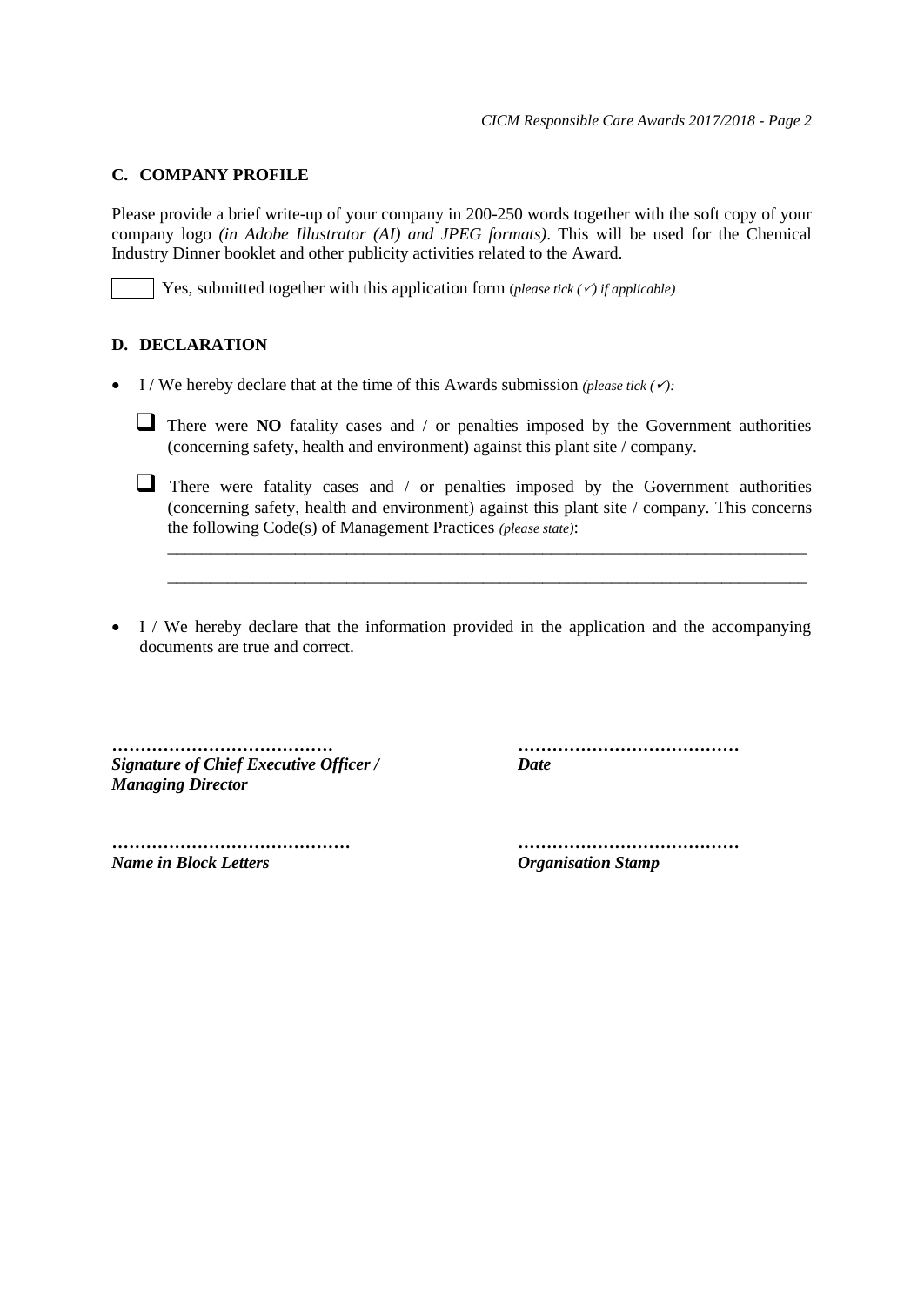## C. COMPANY PROFILE

Please provide a brief write-up of your company in 200-250 words together with the soft copy of your company logo *(in Adobe Illustrator (AI) and JPEG formats)*. This will be used for the Chemical Industry Dinner booklet and other publicity activities related to the Award.

☐ Yes, submitted together with this application form (*please tick (✓) if applicable)*

## D. DECLARATION

- I / We hereby declare that at the time of this Awards submission *(please tick (✓):*

  ❑ There were **NO** fatality cases and / or penalties imposed by the Government authorities (concerning safety, health and environment) against this plant site / company.

  ❑ There were fatality cases and / or penalties imposed by the Government authorities (concerning safety, health and environment) against this plant site / company. This concerns the following Code(s) of Management Practices *(please state)*:

  ______________________________________________________________________________

  ______________________________________________________________________________

- I / We hereby declare that the information provided in the application and the accompanying documents are true and correct.

| | |
|---|---|
| …………………………………<br>***Signature of Chief Executive Officer / Managing Director*** | …………………………………<br>***Date*** |
| ……………………………………<br>***Name in Block Letters*** | …………………………………<br>***Organisation Stamp*** |